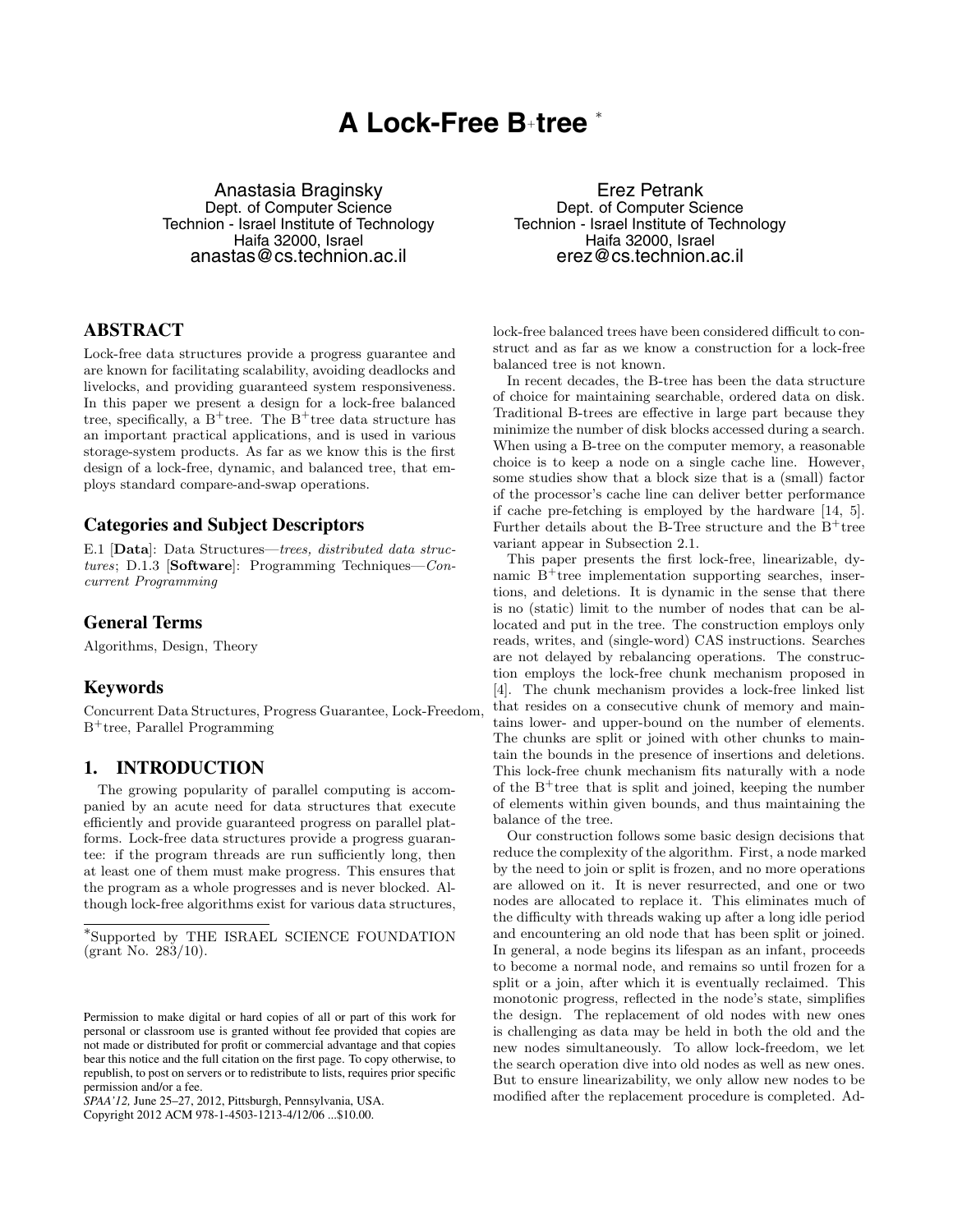# A Lock-Free B+tree *

Anastasia Braginsky
Dept. of Computer Science
Technion - Israel Institute of Technology
Haifa 32000, Israel
anastas@cs.technion.ac.il

Erez Petrank
Dept. of Computer Science
Technion - Israel Institute of Technology
Haifa 32000, Israel
erez@cs.technion.ac.il

## ABSTRACT

Lock-free data structures provide a progress guarantee and are known for facilitating scalability, avoiding deadlocks and livelocks, and providing guaranteed system responsiveness. In this paper we present a design for a lock-free balanced tree, specifically, a B$^+$tree. The B$^+$tree data structure has an important practical applications, and is used in various storage-system products. As far as we know this is the first design of a lock-free, dynamic, and balanced tree, that employs standard compare-and-swap operations.

### Categories and Subject Descriptors

E.1 [**Data**]: Data Structures—*trees, distributed data structures*; D.1.3 [**Software**]: Programming Techniques—*Concurrent Programming*

### General Terms

Algorithms, Design, Theory

### Keywords

Concurrent Data Structures, Progress Guarantee, Lock-Freedom, B$^+$tree, Parallel Programming

## 1. INTRODUCTION

The growing popularity of parallel computing is accompanied by an acute need for data structures that execute efficiently and provide guaranteed progress on parallel platforms. Lock-free data structures provide a progress guarantee: if the program threads are run sufficiently long, then at least one of them must make progress. This ensures that the program as a whole progresses and is never blocked. Although lock-free algorithms exist for various data structures, lock-free balanced trees have been considered difficult to construct and as far as we know a construction for a lock-free balanced tree is not known.

In recent decades, the B-tree has been the data structure of choice for maintaining searchable, ordered data on disk. Traditional B-trees are effective in large part because they minimize the number of disk blocks accessed during a search. When using a B-tree on the computer memory, a reasonable choice is to keep a node on a single cache line. However, some studies show that a block size that is a (small) factor of the processor's cache line can deliver better performance if cache pre-fetching is employed by the hardware [14, 5]. Further details about the B-Tree structure and the B$^+$tree variant appear in Subsection 2.1.

This paper presents the first lock-free, linearizable, dynamic B$^+$tree implementation supporting searches, insertions, and deletions. It is dynamic in the sense that there is no (static) limit to the number of nodes that can be allocated and put in the tree. The construction employs only reads, writes, and (single-word) CAS instructions. Searches are not delayed by rebalancing operations. The construction employs the lock-free chunk mechanism proposed in [4]. The chunk mechanism provides a lock-free linked list that resides on a consecutive chunk of memory and maintains lower- and upper-bound on the number of elements. The chunks are split or joined with other chunks to maintain the bounds in the presence of insertions and deletions. This lock-free chunk mechanism fits naturally with a node of the B$^+$tree that is split and joined, keeping the number of elements within given bounds, and thus maintaining the balance of the tree.

Our construction follows some basic design decisions that reduce the complexity of the algorithm. First, a node marked by the need to join or split is frozen, and no more operations are allowed on it. It is never resurrected, and one or two nodes are allocated to replace it. This eliminates much of the difficulty with threads waking up after a long idle period and encountering an old node that has been split or joined. In general, a node begins its lifespan as an infant, proceeds to become a normal node, and remains so until frozen for a split or a join, after which it is eventually reclaimed. This monotonic progress, reflected in the node's state, simplifies the design. The replacement of old nodes with new ones is challenging as data may be held in both the old and the new nodes simultaneously. To allow lock-freedom, we let the search operation dive into old nodes as well as new ones. But to ensure linearizability, we only allow new nodes to be modified after the replacement procedure is completed. Ad-

*Supported by THE ISRAEL SCIENCE FOUNDATION (grant No. 283/10).

Permission to make digital or hard copies of all or part of this work for personal or classroom use is granted without fee provided that copies are not made or distributed for profit or commercial advantage and that copies bear this notice and the full citation on the first page. To copy otherwise, to republish, to post on servers or to redistribute to lists, requires prior specific permission and/or a fee.
*SPAA'12,* June 25–27, 2012, Pittsburgh, Pennsylvania, USA.
Copyright 2012 ACM 978-1-4503-1213-4/12/06 ...$10.00.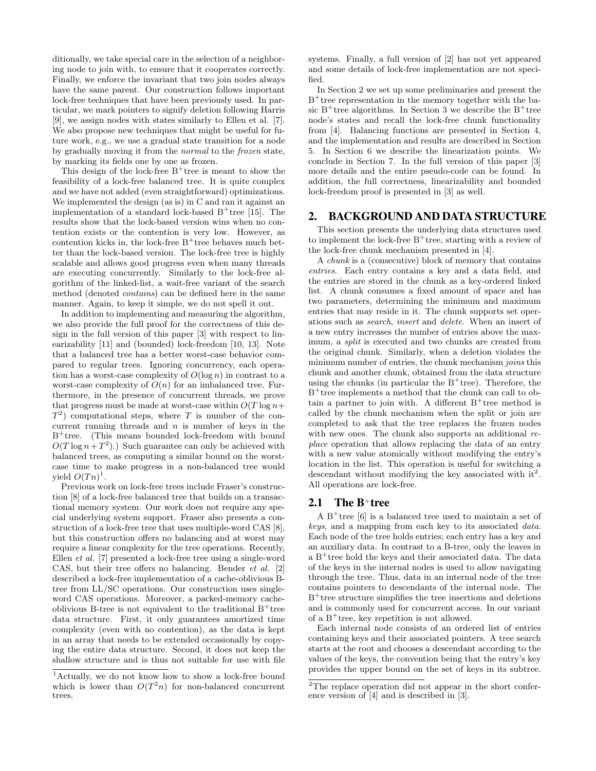ditionally, we take special care in the selection of a neighboring node to join with, to ensure that it cooperates correctly. Finally, we enforce the invariant that two join nodes always have the same parent. Our construction follows important lock-free techniques that have been previously used. In particular, we mark pointers to signify deletion following Harris [9], we assign nodes with states similarly to Ellen et al. [7]. We also propose new techniques that might be useful for future work, e.g., we use a gradual state transition for a node by gradually moving it from the *normal* to the *frozen* state, by marking its fields one by one as frozen.

This design of the lock-free B$^+$tree is meant to show the feasibility of a lock-free balanced tree. It is quite complex and we have not added (even straightforward) optimizations. We implemented the design (as is) in C and ran it against an implementation of a standard lock-based B$^+$tree [15]. The results show that the lock-based version wins when no contention exists or the contention is very low. However, as contention kicks in, the lock-free B$^+$tree behaves much better than the lock-based version. The lock-free tree is highly scalable and allows good progress even when many threads are executing concurrently. Similarly to the lock-free algorithm of the linked-list, a wait-free variant of the search method (denoted *contains*) can be defined here in the same manner. Again, to keep it simple, we do not spell it out.

In addition to implementing and measuring the algorithm, we also provide the full proof for the correctness of this design in the full version of this paper [3] with respect to linearizability [11] and (bounded) lock-freedom [10, 13]. Note that a balanced tree has a better worst-case behavior compared to regular trees. Ignoring concurrency, each operation has a worst-case complexity of $O(\log n)$ in contrast to a worst-case complexity of $O(n)$ for an imbalanced tree. Furthermore, in the presence of concurrent threads, we prove that progress must be made at worst-case within $O(T \log n + T^2)$ computational steps, where $T$ is number of the concurrent running threads and $n$ is number of keys in the B$^+$tree. (This means bounded lock-freedom with bound $O(T \log n + T^2)$.) Such guarantee can only be achieved with balanced trees, as computing a similar bound on the worst-case time to make progress in a non-balanced tree would yield $O(Tn)$[1].

Previous work on lock-free trees include Fraser's construction [8] of a lock-free balanced tree that builds on a transactional memory system. Our work does not require any special underlying system support. Fraser also presents a construction of a lock-free tree that uses multiple-word CAS [8], but this construction offers no balancing and at worst may require a linear complexity for the tree operations. Recently, Ellen *et al.* [7] presented a lock-free tree using a single-word CAS, but their tree offers no balancing. Bender *et al.* [2] described a lock-free implementation of a cache-oblivious B-tree from LL/SC operations. Our construction uses single-word CAS operations. Moreover, a packed-memory cache-oblivious B-tree is not equivalent to the traditional B$^+$tree data structure. First, it only guarantees amortized time complexity (even with no contention), as the data is kept in an array that needs to be extended occasionally by copying the entire data structure. Second, it does not keep the shallow structure and is thus not suitable for use with file systems. Finally, a full version of [2] has not yet appeared and some details of lock-free implementation are not specified.

In Section 2 we set up some preliminaries and present the B$^+$tree representation in the memory together with the basic B$^+$tree algorithms. In Section 3 we describe the B$^+$tree node's states and recall the lock-free chunk functionality from [4]. Balancing functions are presented in Section 4, and the implementation and results are described in Section 5. In Section 6 we describe the linearization points. We conclude in Section 7. In the full version of this paper [3] more details and the entire pseudo-code can be found. In addition, the full correctness, linearizability and bounded lock-freedom proof is presented in [3] as well.

## 2. BACKGROUND AND DATA STRUCTURE

This section presents the underlying data structures used to implement the lock-free B$^+$tree, starting with a review of the lock-free chunk mechanism presented in [4].

A *chunk* is a (consecutive) block of memory that contains *entries*. Each entry contains a key and a data field, and the entries are stored in the chunk as a key-ordered linked list. A chunk consumes a fixed amount of space and has two parameters, determining the minimum and maximum entries that may reside in it. The chunk supports set operations such as *search*, *insert* and *delete*. When an insert of a new entry increases the number of entries above the maximum, a *split* is executed and two chunks are created from the original chunk. Similarly, when a deletion violates the minimum number of entries, the chunk mechanism *joins* this chunk and another chunk, obtained from the data structure using the chunks (in particular the B$^+$tree). Therefore, the B$^+$tree implements a method that the chunk can call to obtain a partner to join with. A different B$^+$tree method is called by the chunk mechanism when the split or join are completed to ask that the tree replaces the frozen nodes with new ones. The chunk also supports an additional *replace* operation that allows replacing the data of an entry with a new value atomically without modifying the entry's location in the list. This operation is useful for switching a descendant without modifying the key associated with it[2]. All operations are lock-free.

### 2.1 The B$^+$tree

A B$^+$tree [6] is a balanced tree used to maintain a set of *keys*, and a mapping from each key to its associated *data*. Each node of the tree holds entries; each entry has a key and an auxiliary data. In contrast to a B-tree, only the leaves in a B$^+$tree hold the keys and their associated data. The data of the keys in the internal nodes is used to allow navigating through the tree. Thus, data in an internal node of the tree contains pointers to descendants of the internal node. The B$^+$tree structure simplifies the tree insertions and deletions and is commonly used for concurrent access. In our variant of a B$^+$tree, key repetition is not allowed.

Each internal node consists of an ordered list of entries containing keys and their associated pointers. A tree search starts at the root and chooses a descendant according to the values of the keys, the convention being that the entry's key provides the upper bound on the set of keys in its subtree.

---

[1] Actually, we do not know how to show a lock-free bound which is lower than $O(T^2 n)$ for non-balanced concurrent trees.

[2] The replace operation did not appear in the short conference version of [4] and is described in [3].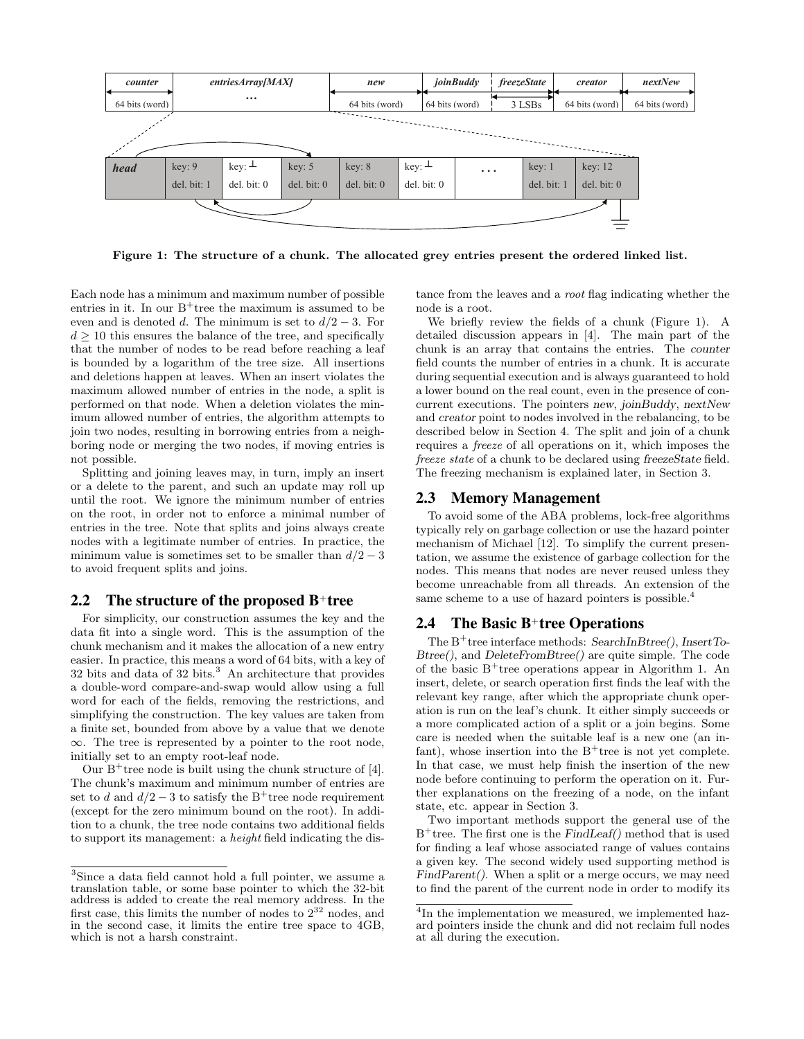Figure 1: The structure of a chunk. The allocated grey entries present the ordered linked list.

Each node has a minimum and maximum number of possible entries in it. In our B$^+$tree the maximum is assumed to be even and is denoted $d$. The minimum is set to $d/2 - 3$. For $d \geq 10$ this ensures the balance of the tree, and specifically that the number of nodes to be read before reaching a leaf is bounded by a logarithm of the tree size. All insertions and deletions happen at leaves. When an insert violates the maximum allowed number of entries in the node, a split is performed on that node. When a deletion violates the minimum allowed number of entries, the algorithm attempts to join two nodes, resulting in borrowing entries from a neighboring node or merging the two nodes, if moving entries is not possible.

Splitting and joining leaves may, in turn, imply an insert or a delete to the parent, and such an update may roll up until the root. We ignore the minimum number of entries on the root, in order not to enforce a minimal number of entries in the tree. Note that splits and joins always create nodes with a legitimate number of entries. In practice, the minimum value is sometimes set to be smaller than $d/2 - 3$ to avoid frequent splits and joins.

## 2.2 The structure of the proposed B$^+$tree

For simplicity, our construction assumes the key and the data fit into a single word. This is the assumption of the chunk mechanism and it makes the allocation of a new entry easier. In practice, this means a word of 64 bits, with a key of 32 bits and data of 32 bits.[3] An architecture that provides a double-word compare-and-swap would allow using a full word for each of the fields, removing the restrictions, and simplifying the construction. The key values are taken from a finite set, bounded from above by a value that we denote $\infty$. The tree is represented by a pointer to the root node, initially set to an empty root-leaf node.

Our B$^+$tree node is built using the chunk structure of [4]. The chunk's maximum and minimum number of entries are set to $d$ and $d/2 - 3$ to satisfy the B$^+$tree node requirement (except for the zero minimum bound on the root). In addition to a chunk, the tree node contains two additional fields to support its management: a *height* field indicating the distance from the leaves and a *root* flag indicating whether the node is a root.

We briefly review the fields of a chunk (Figure 1). A detailed discussion appears in [4]. The main part of the chunk is an array that contains the entries. The *counter* field counts the number of entries in a chunk. It is accurate during sequential execution and is always guaranteed to hold a lower bound on the real count, even in the presence of concurrent executions. The pointers *new*, *joinBuddy*, *nextNew* and *creator* point to nodes involved in the rebalancing, to be described below in Section 4. The split and join of a chunk requires a *freeze* of all operations on it, which imposes the *freeze state* of a chunk to be declared using *freezeState* field. The freezing mechanism is explained later, in Section 3.

## 2.3 Memory Management

To avoid some of the ABA problems, lock-free algorithms typically rely on garbage collection or use the hazard pointer mechanism of Michael [12]. To simplify the current presentation, we assume the existence of garbage collection for the nodes. This means that nodes are never reused unless they become unreachable from all threads. An extension of the same scheme to a use of hazard pointers is possible.[4]

## 2.4 The Basic B$^+$tree Operations

The B$^+$tree interface methods: *SearchInBtree()*, *InsertToBtree()*, and *DeleteFromBtree()* are quite simple. The code of the basic B$^+$tree operations appear in Algorithm 1. An insert, delete, or search operation first finds the leaf with the relevant key range, after which the appropriate chunk operation is run on the leaf's chunk. It either simply succeeds or a more complicated action of a split or a join begins. Some care is needed when the suitable leaf is a new one (an infant), whose insertion into the B$^+$tree is not yet complete. In that case, we must help finish the insertion of the new node before continuing to perform the operation on it. Further explanations on the freezing of a node, on the infant state, etc. appear in Section 3.

Two important methods support the general use of the B$^+$tree. The first one is the *FindLeaf()* method that is used for finding a leaf whose associated range of values contains a given key. The second widely used supporting method is *FindParent()*. When a split or a merge occurs, we may need to find the parent of the current node in order to modify its

[3] Since a data field cannot hold a full pointer, we assume a translation table, or some base pointer to which the 32-bit address is added to create the real memory address. In the first case, this limits the number of nodes to $2^{32}$ nodes, and in the second case, it limits the entire tree space to 4GB, which is not a harsh constraint.

[4] In the implementation we measured, we implemented hazard pointers inside the chunk and did not reclaim full nodes at all during the execution.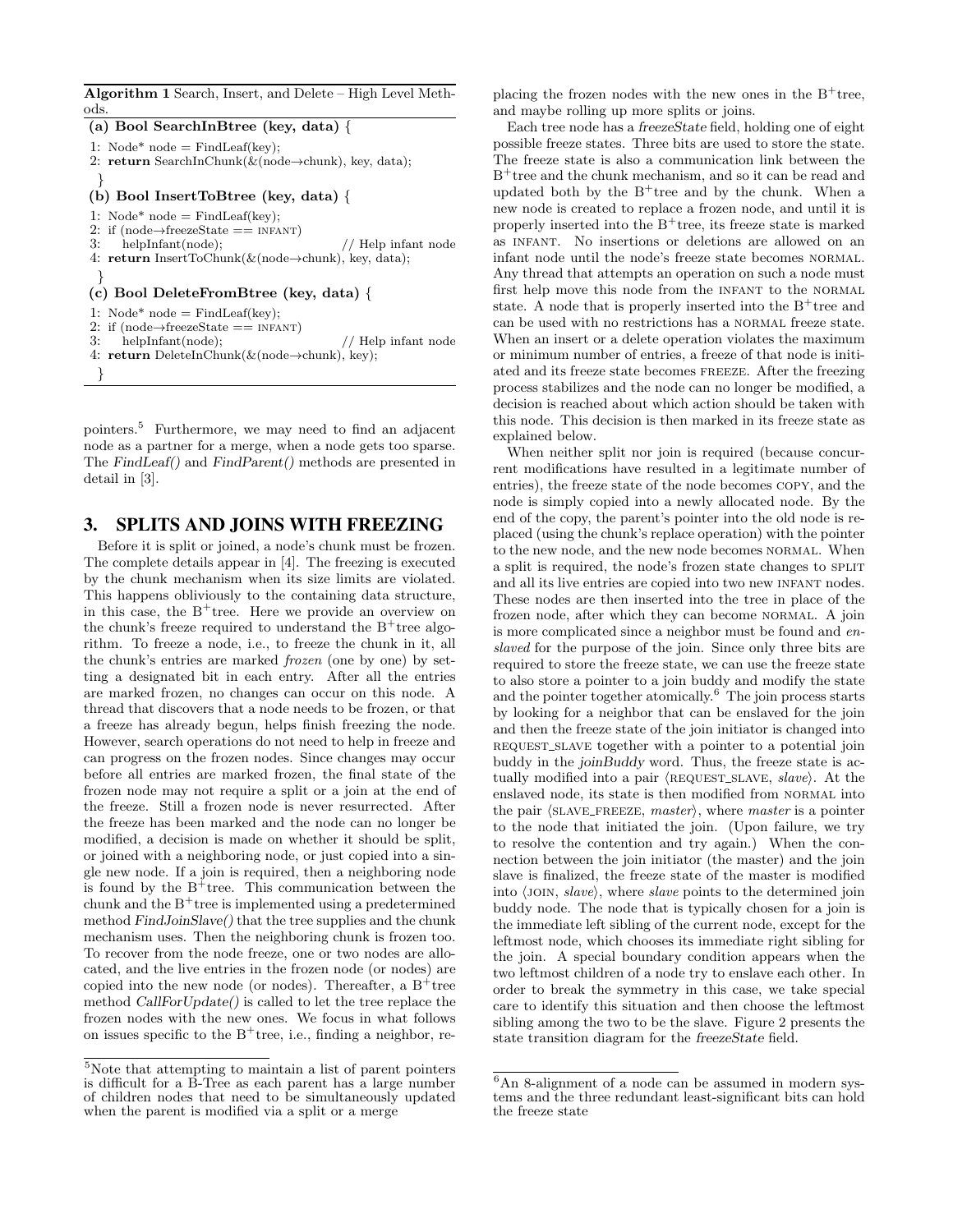**Algorithm 1** Search, Insert, and Delete – High Level Methods.

**(a) Bool SearchInBtree (key, data) {**

```
1: Node* node = FindLeaf(key);
2: return SearchInChunk(&(node→chunk), key, data);
}
```

**(b) Bool InsertToBtree (key, data) {**

```
1: Node* node = FindLeaf(key);
2: if (node→freezeState == INFANT)
3:    helpInfant(node);                    // Help infant node
4: return InsertToChunk(&(node→chunk), key, data);
}
```

**(c) Bool DeleteFromBtree (key, data) {**

```
1: Node* node = FindLeaf(key);
2: if (node→freezeState == INFANT)
3:    helpInfant(node);                    // Help infant node
4: return DeleteInChunk(&(node→chunk), key);
}
```

pointers.[5] Furthermore, we may need to find an adjacent node as a partner for a merge, when a node gets too sparse. The *FindLeaf()* and *FindParent()* methods are presented in detail in [3].

## 3. SPLITS AND JOINS WITH FREEZING

Before it is split or joined, a node's chunk must be frozen. The complete details appear in [4]. The freezing is executed by the chunk mechanism when its size limits are violated. This happens obliviously to the containing data structure, in this case, the B$^+$tree. Here we provide an overview on the chunk's freeze required to understand the B$^+$tree algorithm. To freeze a node, i.e., to freeze the chunk in it, all the chunk's entries are marked *frozen* (one by one) by setting a designated bit in each entry. After all the entries are marked frozen, no changes can occur on this node. A thread that discovers that a node needs to be frozen, or that a freeze has already begun, helps finish freezing the node. However, search operations do not need to help in freeze and can progress on the frozen nodes. Since changes may occur before all entries are marked frozen, the final state of the frozen node may not require a split or a join at the end of the freeze. Still a frozen node is never resurrected. After the freeze has been marked and the node can no longer be modified, a decision is made on whether it should be split, or joined with a neighboring node, or just copied into a single new node. If a join is required, then a neighboring node is found by the B$^+$tree. This communication between the chunk and the B$^+$tree is implemented using a predetermined method *FindJoinSlave()* that the tree supplies and the chunk mechanism uses. Then the neighboring chunk is frozen too. To recover from the node freeze, one or two nodes are allocated, and the live entries in the frozen node (or nodes) are copied into the new node (or nodes). Thereafter, a B$^+$tree method *CallForUpdate()* is called to let the tree replace the frozen nodes with the new ones. We focus in what follows on issues specific to the B$^+$tree, i.e., finding a neighbor, replacing the frozen nodes with the new ones in the B$^+$tree, and maybe rolling up more splits or joins.

Each tree node has a *freezeState* field, holding one of eight possible freeze states. Three bits are used to store the state. The freeze state is also a communication link between the B$^+$tree and the chunk mechanism, and so it can be read and updated both by the B$^+$tree and by the chunk. When a new node is created to replace a frozen node, and until it is properly inserted into the B$^+$tree, its freeze state is marked as INFANT. No insertions or deletions are allowed on an infant node until the node's freeze state becomes NORMAL. Any thread that attempts an operation on such a node must first help move this node from the INFANT to the NORMAL state. A node that is properly inserted into the B$^+$tree and can be used with no restrictions has a NORMAL freeze state. When an insert or a delete operation violates the maximum or minimum number of entries, a freeze of that node is initiated and its freeze state becomes FREEZE. After the freezing process stabilizes and the node can no longer be modified, a decision is reached about which action should be taken with this node. This decision is then marked in its freeze state as explained below.

When neither split nor join is required (because concurrent modifications have resulted in a legitimate number of entries), the freeze state of the node becomes COPY, and the node is simply copied into a newly allocated node. By the end of the copy, the parent's pointer into the old node is replaced (using the chunk's replace operation) with the pointer to the new node, and the new node becomes NORMAL. When a split is required, the node's frozen state changes to SPLIT and all its live entries are copied into two new INFANT nodes. These nodes are then inserted into the tree in place of the frozen node, after which they can become NORMAL. A join is more complicated since a neighbor must be found and *enslaved* for the purpose of the join. Since only three bits are required to store the freeze state, we can use the freeze state to also store a pointer to a join buddy and modify the state and the pointer together atomically.[6] The join process starts by looking for a neighbor that can be enslaved for the join and then the freeze state of the join initiator is changed into REQUEST_SLAVE together with a pointer to a potential join buddy in the *joinBuddy* word. Thus, the freeze state is actually modified into a pair ⟨REQUEST_SLAVE, *slave*⟩. At the enslaved node, its state is then modified from NORMAL into the pair ⟨SLAVE_FREEZE, *master*⟩, where *master* is a pointer to the node that initiated the join. (Upon failure, we try to resolve the contention and try again.) When the connection between the join initiator (the master) and the join slave is finalized, the freeze state of the master is modified into ⟨JOIN, *slave*⟩, where *slave* points to the determined join buddy node. The node that is typically chosen for a join is the immediate left sibling of the current node, except for the leftmost node, which chooses its immediate right sibling for the join. A special boundary condition appears when the two leftmost children of a node try to enslave each other. In order to break the symmetry in this case, we take special care to identify this situation and then choose the leftmost sibling among the two to be the slave. Figure 2 presents the state transition diagram for the *freezeState* field.

---

[5] Note that attempting to maintain a list of parent pointers is difficult for a B-Tree as each parent has a large number of children nodes that need to be simultaneously updated when the parent is modified via a split or a merge

[6] An 8-alignment of a node can be assumed in modern systems and the three redundant least-significant bits can hold the freeze state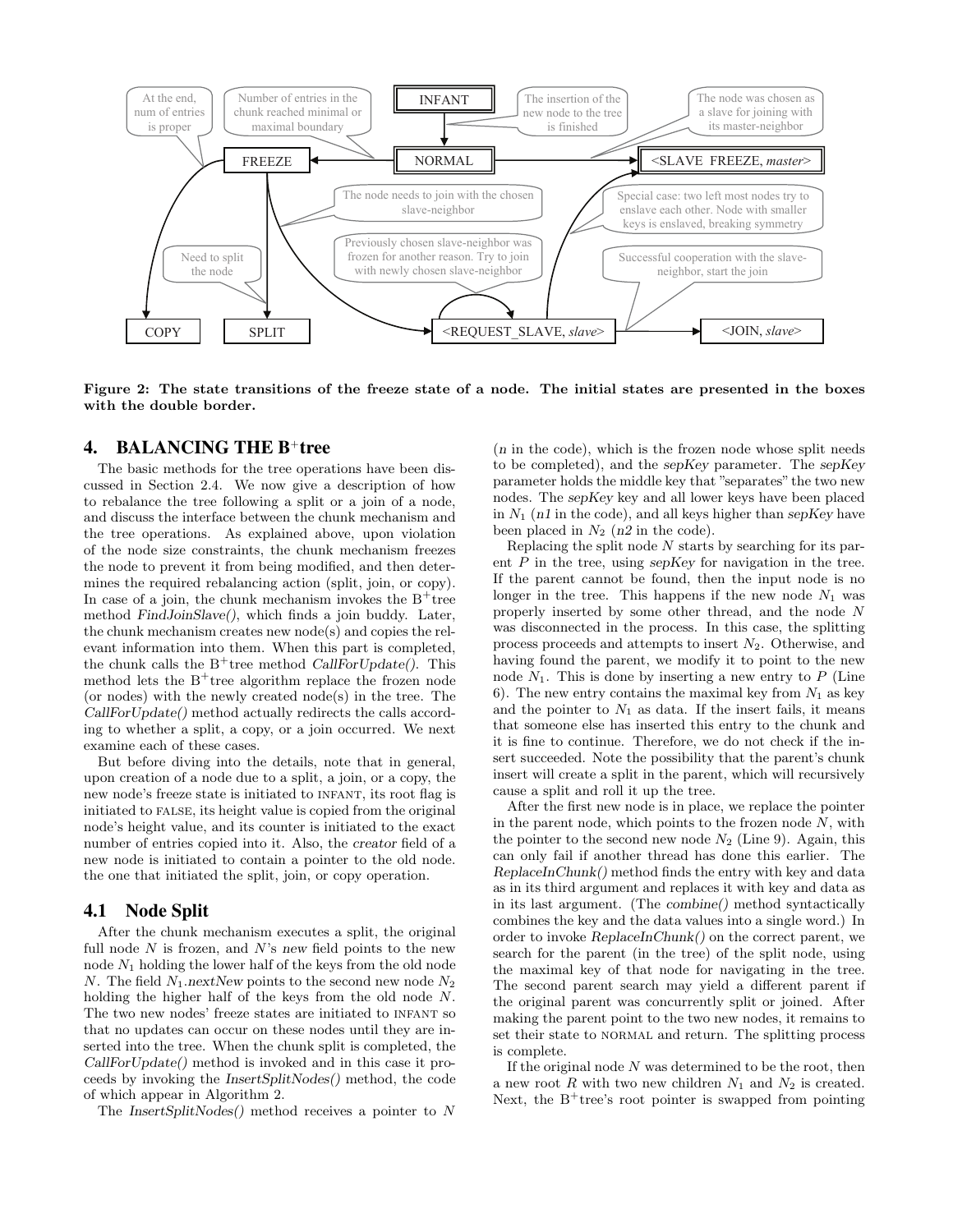At the end, num of entries is proper

Number of entries in the chunk reached minimal or maximal boundary

INFANT

The insertion of the new node to the tree is finished

The node was chosen as a slave for joining with its master-neighbor

FREEZE

NORMAL

<SLAVE_FREEZE, *master*>

The node needs to join with the chosen slave-neighbor

Special case: two left most nodes try to enslave each other. Node with smaller keys is enslaved, breaking symmetry

Previously chosen slave-neighbor was frozen for another reason. Try to join with newly chosen slave-neighbor

Need to split the node

Successful cooperation with the slave-neighbor, start the join

COPY

SPLIT

<REQUEST_SLAVE, *slave*>

<JOIN, *slave*>

**Figure 2: The state transitions of the freeze state of a node. The initial states are presented in the boxes with the double border.**

## 4. BALANCING THE B$^+$tree

The basic methods for the tree operations have been discussed in Section 2.4. We now give a description of how to rebalance the tree following a split or a join of a node, and discuss the interface between the chunk mechanism and the tree operations. As explained above, upon violation of the node size constraints, the chunk mechanism freezes the node to prevent it from being modified, and then determines the required rebalancing action (split, join, or copy). In case of a join, the chunk mechanism invokes the B$^+$tree method *FindJoinSlave()*, which finds a join buddy. Later, the chunk mechanism creates new node(s) and copies the relevant information into them. When this part is completed, the chunk calls the B$^+$tree method *CallForUpdate()*. This method lets the B$^+$tree algorithm replace the frozen node (or nodes) with the newly created node(s) in the tree. The *CallForUpdate()* method actually redirects the calls according to whether a split, a copy, or a join occurred. We next examine each of these cases.

But before diving into the details, note that in general, upon creation of a node due to a split, a join, or a copy, the new node's freeze state is initiated to INFANT, its root flag is initiated to FALSE, its height value is copied from the original node's height value, and its counter is initiated to the exact number of entries copied into it. Also, the *creator* field of a new node is initiated to contain a pointer to the old node. the one that initiated the split, join, or copy operation.

### 4.1 Node Split

After the chunk mechanism executes a split, the original full node $N$ is frozen, and $N$'s *new* field points to the new node $N_1$ holding the lower half of the keys from the old node $N$. The field $N_1$.*nextNew* points to the second new node $N_2$ holding the higher half of the keys from the old node $N$. The two new nodes' freeze states are initiated to INFANT so that no updates can occur on these nodes until they are inserted into the tree. When the chunk split is completed, the *CallForUpdate()* method is invoked and in this case it proceeds by invoking the *InsertSplitNodes()* method, the code of which appear in Algorithm 2.

The *InsertSplitNodes()* method receives a pointer to $N$ ($n$ in the code), which is the frozen node whose split needs to be completed), and the *sepKey* parameter. The *sepKey* parameter holds the middle key that "separates" the two new nodes. The *sepKey* key and all lower keys have been placed in $N_1$ (*n1* in the code), and all keys higher than *sepKey* have been placed in $N_2$ (*n2* in the code).

Replacing the split node $N$ starts by searching for its parent $P$ in the tree, using *sepKey* for navigation in the tree. If the parent cannot be found, then the input node is no longer in the tree. This happens if the new node $N_1$ was properly inserted by some other thread, and the node $N$ was disconnected in the process. In this case, the splitting process proceeds and attempts to insert $N_2$. Otherwise, and having found the parent, we modify it to point to the new node $N_1$. This is done by inserting a new entry to $P$ (Line 6). The new entry contains the maximal key from $N_1$ as key and the pointer to $N_1$ as data. If the insert fails, it means that someone else has inserted this entry to the chunk and it is fine to continue. Therefore, we do not check if the insert succeeded. Note the possibility that the parent's chunk insert will create a split in the parent, which will recursively cause a split and roll it up the tree.

After the first new node is in place, we replace the pointer in the parent node, which points to the frozen node $N$, with the pointer to the second new node $N_2$ (Line 9). Again, this can only fail if another thread has done this earlier. The *ReplaceInChunk()* method finds the entry with key and data as in its third argument and replaces it with key and data as in its last argument. (The *combine()* method syntactically combines the key and the data values into a single word.) In order to invoke *ReplaceInChunk()* on the correct parent, we search for the parent (in the tree) of the split node, using the maximal key of that node for navigating in the tree. The second parent search may yield a different parent if the original parent was concurrently split or joined. After making the parent point to the two new nodes, it remains to set their state to NORMAL and return. The splitting process is complete.

If the original node $N$ was determined to be the root, then a new root $R$ with two new children $N_1$ and $N_2$ is created. Next, the B$^+$tree's root pointer is swapped from pointing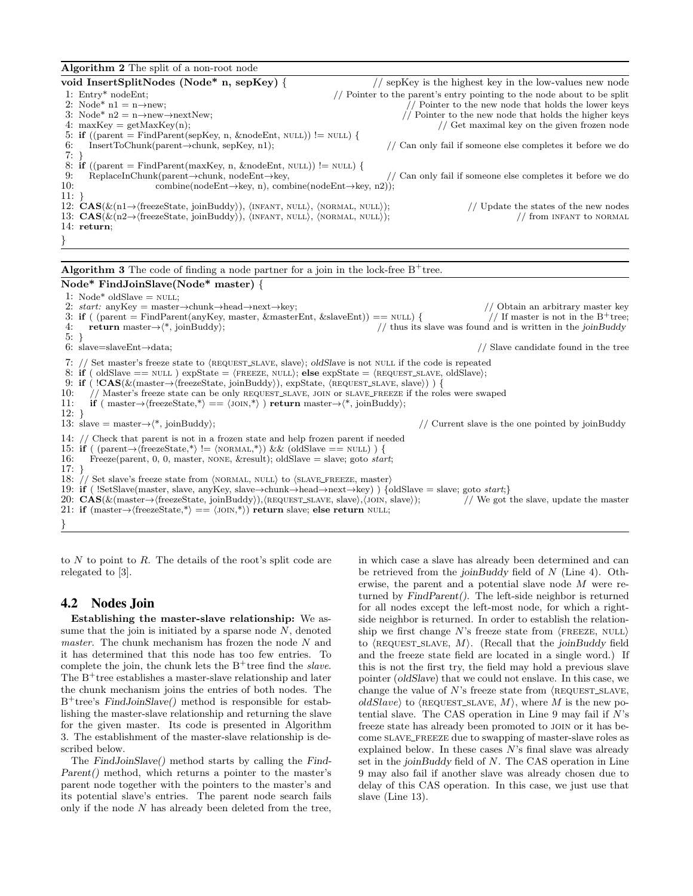**Algorithm 2** The split of a non-root node

```
void InsertSplitNodes (Node* n, sepKey) {                         // sepKey is the highest key in the low-values new node
 1: Entry* nodeEnt;                                  // Pointer to the parent's entry pointing to the node about to be split
 2: Node* n1 = n→new;                                              // Pointer to the new node that holds the lower keys
 3: Node* n2 = n→new→nextNew;                                     // Pointer to the new node that holds the higher keys
 4: maxKey = getMaxKey(n);                                              // Get maximal key on the given frozen node
 5: if ((parent = FindParent(sepKey, n, &nodeEnt, NULL)) != NULL) {
 6:     InsertToChunk(parent→chunk, sepKey, n1);              // Can only fail if someone else completes it before we do
 7: }
 8: if ((parent = FindParent(maxKey, n, &nodeEnt, NULL)) != NULL) {
 9:     ReplaceInChunk(parent→chunk, nodeEnt→key,             // Can only fail if someone else completes it before we do
10:                    combine(nodeEnt→key, n), combine(nodeEnt→key, n2));
11: }
12: CAS(&(n1→⟨freezeState, joinBuddy⟩), ⟨INFANT, NULL⟩, ⟨NORMAL, NULL⟩);          // Update the states of the new nodes
13: CAS(&(n2→⟨freezeState, joinBuddy⟩), ⟨INFANT, NULL⟩, ⟨NORMAL, NULL⟩);                      // from INFANT to NORMAL
14: return;
}
```

**Algorithm 3** The code of finding a node partner for a join in the lock-free B$^+$tree.

```
Node* FindJoinSlave(Node* master) {
 1: Node* oldSlave = NULL;
 2: start: anyKey = master→chunk→head→next→key;                                  // Obtain an arbitrary master key
 3: if ( (parent = FindParent(anyKey, master, &masterEnt, &slaveEnt)) == NULL) {     // If master is not in the B+tree;
 4:     return master→⟨*, joinBuddy⟩;                     // thus its slave was found and is written in the joinBuddy
 5: }
 6: slave=slaveEnt→data;                                                          // Slave candidate found in the tree
 7: // Set master's freeze state to ⟨REQUEST_SLAVE, slave⟩; oldSlave is not NULL if the code is repeated
 8: if ( oldSlave == NULL ) expState = ⟨FREEZE, NULL⟩; else expState = ⟨REQUEST_SLAVE, oldSlave⟩;
 9: if ( !CAS(&(master→⟨freezeState, joinBuddy⟩), expState, ⟨REQUEST_SLAVE, slave⟩) ) {
10:     // Master's freeze state can be only REQUEST_SLAVE, JOIN or SLAVE_FREEZE if the roles were swaped
11:     if ( master→⟨freezeState,*⟩ == ⟨JOIN,*⟩ ) return master→⟨*, joinBuddy⟩;
12: }
13: slave = master→⟨*, joinBuddy⟩;                               // Current slave is the one pointed by joinBuddy
14: // Check that parent is not in a frozen state and help frozen parent if needed
15: if ( (parent→⟨freezeState,*⟩ != ⟨NORMAL,*⟩) && (oldSlave == NULL) ) {
16:     Freeze(parent, 0, 0, master, NONE, &result); oldSlave = slave; goto start;
17: }
18: // Set slave's freeze state from ⟨NORMAL, NULL⟩ to ⟨SLAVE_FREEZE, master⟩
19: if ( !SetSlave(master, slave, anyKey, slave→chunk→head→next→key) ) {oldSlave = slave; goto start;}
20: CAS(&(master→⟨freezeState, joinBuddy⟩),⟨REQUEST_SLAVE, slave⟩,⟨JOIN, slave⟩);     // We got the slave, update the master
21: if (master→⟨freezeState,*⟩ == ⟨JOIN,*⟩) return slave; else return NULL;
}
```

to $N$ to point to $R$. The details of the root's split code are relegated to [3].

## 4.2 Nodes Join

**Establishing the master-slave relationship:** We assume that the join is initiated by a sparse node $N$, denoted *master*. The chunk mechanism has frozen the node $N$ and it has determined that this node has too few entries. To complete the join, the chunk lets the B$^+$tree find the *slave*. The B$^+$tree establishes a master-slave relationship and later the chunk mechanism joins the entries of both nodes. The B$^+$tree's *FindJoinSlave()* method is responsible for establishing the master-slave relationship and returning the slave for the given master. Its code is presented in Algorithm 3. The establishment of the master-slave relationship is described below.

The *FindJoinSlave()* method starts by calling the *FindParent()* method, which returns a pointer to the master's parent node together with the pointers to the master's and its potential slave's entries. The parent node search fails only if the node $N$ has already been deleted from the tree, in which case a slave has already been determined and can be retrieved from the *joinBuddy* field of $N$ (Line 4). Otherwise, the parent and a potential slave node $M$ were returned by *FindParent()*. The left-side neighbor is returned for all nodes except the left-most node, for which a right-side neighbor is returned. In order to establish the relationship we first change $N$'s freeze state from ⟨FREEZE, NULL⟩ to ⟨REQUEST_SLAVE, $M$⟩. (Recall that the *joinBuddy* field and the freeze state field are located in a single word.) If this is not the first try, the field may hold a previous slave pointer (*oldSlave*) that we could not enslave. In this case, we change the value of $N$'s freeze state from ⟨REQUEST_SLAVE, *oldSlave*⟩ to ⟨REQUEST_SLAVE, $M$⟩, where $M$ is the new potential slave. The CAS operation in Line 9 may fail if $N$'s freeze state has already been promoted to JOIN or it has become SLAVE_FREEZE due to swapping of master-slave roles as explained below. In these cases $N$'s final slave was already set in the *joinBuddy* field of $N$. The CAS operation in Line 9 may also fail if another slave was already chosen due to delay of this CAS operation. In this case, we just use that slave (Line 13).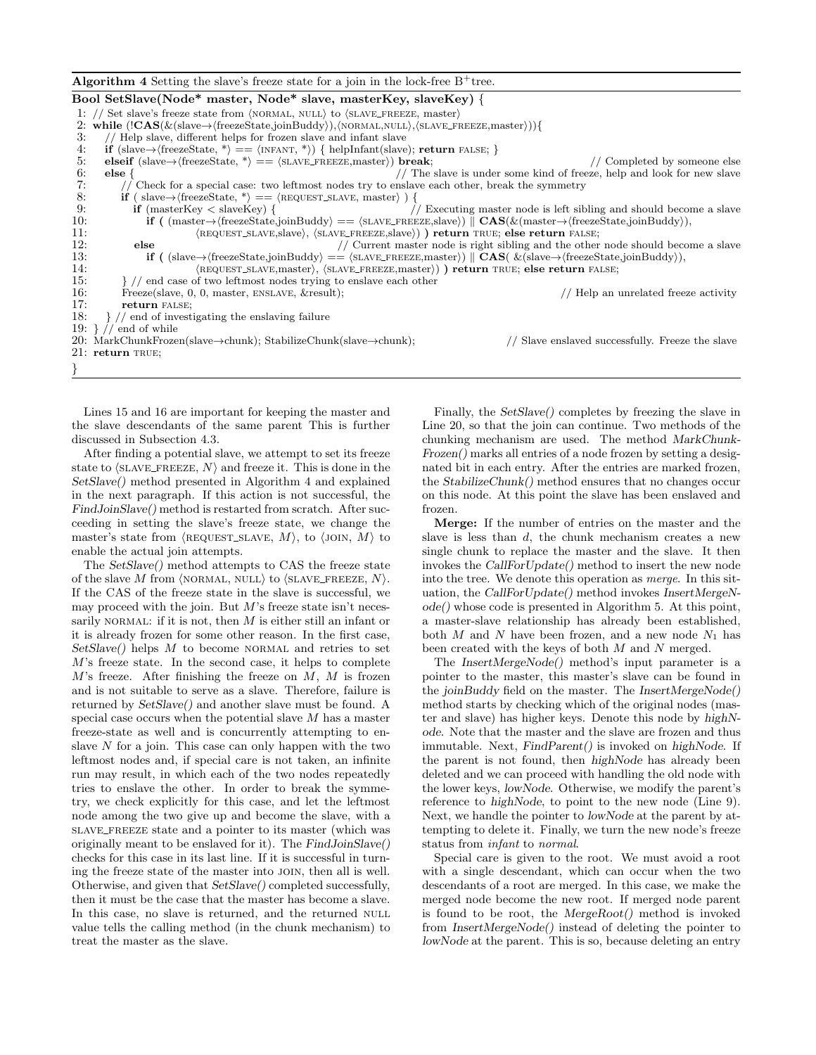**Algorithm 4** Setting the slave's freeze state for a join in the lock-free B$^+$tree.

```
Bool SetSlave(Node* master, Node* slave, masterKey, slaveKey) {
1: // Set slave's freeze state from ⟨NORMAL, NULL⟩ to ⟨SLAVE_FREEZE, master⟩
2: while (!CAS(&(slave→⟨freezeState,joinBuddy⟩),⟨NORMAL,NULL⟩,⟨SLAVE_FREEZE,master⟩)){
3:    // Help slave, different helps for frozen slave and infant slave
4:    if (slave→⟨freezeState, *⟩ == ⟨INFANT, *⟩) { helpInfant(slave); return FALSE; }
5:    elseif (slave→⟨freezeState, *⟩ == ⟨SLAVE_FREEZE,master⟩) break;          // Completed by someone else
6:    else {                         // The slave is under some kind of freeze, help and look for new slave
7:       // Check for a special case: two leftmost nodes try to enslave each other, break the symmetry
8:       if ( slave→⟨freezeState, *⟩ == ⟨REQUEST_SLAVE, master⟩ ) {
9:          if (masterKey < slaveKey) {          // Executing master node is left sibling and should become a slave
10:            if ( (master→⟨freezeState,joinBuddy⟩ == ⟨SLAVE_FREEZE,slave⟩) || CAS(&(master→⟨freezeState,joinBuddy⟩),
11:                  ⟨REQUEST_SLAVE,slave⟩, ⟨SLAVE_FREEZE,slave⟩) ) return TRUE; else return FALSE;
12:         else                     // Current master node is right sibling and the other node should become a slave
13:            if ( (slave→⟨freezeState,joinBuddy⟩ == ⟨SLAVE_FREEZE,master⟩) || CAS( &(slave→⟨freezeState,joinBuddy⟩),
14:                  ⟨REQUEST_SLAVE,master⟩, ⟨SLAVE_FREEZE,master⟩) ) return TRUE; else return FALSE;
15:      } // end case of two leftmost nodes trying to enslave each other
16:      Freeze(slave, 0, 0, master, ENSLAVE, &result);                      // Help an unrelated freeze activity
17:      return FALSE;
18:   } // end of investigating the enslaving failure
19: } // end of while
20: MarkChunkFrozen(slave→chunk); StabilizeChunk(slave→chunk);       // Slave enslaved successfully. Freeze the slave
21: return TRUE;
}
```

Lines 15 and 16 are important for keeping the master and the slave descendants of the same parent This is further discussed in Subsection 4.3.

After finding a potential slave, we attempt to set its freeze state to ⟨SLAVE_FREEZE, $N$⟩ and freeze it. This is done in the *SetSlave()* method presented in Algorithm 4 and explained in the next paragraph. If this action is not successful, the *FindJoinSlave()* method is restarted from scratch. After succeeding in setting the slave's freeze state, we change the master's state from ⟨REQUEST_SLAVE, $M$⟩, to ⟨JOIN, $M$⟩ to enable the actual join attempts.

The *SetSlave()* method attempts to CAS the freeze state of the slave $M$ from ⟨NORMAL, NULL⟩ to ⟨SLAVE_FREEZE, $N$⟩. If the CAS of the freeze state in the slave is successful, we may proceed with the join. But $M$'s freeze state isn't necessarily NORMAL: if it is not, then $M$ is either still an infant or it is already frozen for some other reason. In the first case, *SetSlave()* helps $M$ to become NORMAL and retries to set $M$'s freeze state. In the second case, it helps to complete $M$'s freeze. After finishing the freeze on $M$, $M$ is frozen and is not suitable to serve as a slave. Therefore, failure is returned by *SetSlave()* and another slave must be found. A special case occurs when the potential slave $M$ has a master freeze-state as well and is concurrently attempting to enslave $N$ for a join. This case can only happen with the two leftmost nodes and, if special care is not taken, an infinite run may result, in which each of the two nodes repeatedly tries to enslave the other. In order to break the symmetry, we check explicitly for this case, and let the leftmost node among the two give up and become the slave, with a SLAVE_FREEZE state and a pointer to its master (which was originally meant to be enslaved for it). The *FindJoinSlave()* checks for this case in its last line. If it is successful in turning the freeze state of the master into JOIN, then all is well. Otherwise, and given that *SetSlave()* completed successfully, then it must be the case that the master has become a slave. In this case, no slave is returned, and the returned NULL value tells the calling method (in the chunk mechanism) to treat the master as the slave.

Finally, the *SetSlave()* completes by freezing the slave in Line 20, so that the join can continue. Two methods of the chunking mechanism are used. The method *MarkChunkFrozen()* marks all entries of a node frozen by setting a designated bit in each entry. After the entries are marked frozen, the *StabilizeChunk()* method ensures that no changes occur on this node. At this point the slave has been enslaved and frozen.

**Merge:** If the number of entries on the master and the slave is less than $d$, the chunk mechanism creates a new single chunk to replace the master and the slave. It then invokes the *CallForUpdate()* method to insert the new node into the tree. We denote this operation as *merge*. In this situation, the *CallForUpdate()* method invokes *InsertMergeNode()* whose code is presented in Algorithm 5. At this point, a master-slave relationship has already been established, both $M$ and $N$ have been frozen, and a new node $N_1$ has been created with the keys of both $M$ and $N$ merged.

The *InsertMergeNode()* method's input parameter is a pointer to the master, this master's slave can be found in the *joinBuddy* field on the master. The *InsertMergeNode()* method starts by checking which of the original nodes (master and slave) has higher keys. Denote this node by *highNode*. Note that the master and the slave are frozen and thus immutable. Next, *FindParent()* is invoked on *highNode*. If the parent is not found, then *highNode* has already been deleted and we can proceed with handling the old node with the lower keys, *lowNode*. Otherwise, we modify the parent's reference to *highNode*, to point to the new node (Line 9). Next, we handle the pointer to *lowNode* at the parent by attempting to delete it. Finally, we turn the new node's freeze status from *infant* to *normal*.

Special care is given to the root. We must avoid a root with a single descendant, which can occur when the two descendants of a root are merged. In this case, we make the merged node become the new root. If merged node parent is found to be root, the *MergeRoot()* method is invoked from *InsertMergeNode()* instead of deleting the pointer to *lowNode* at the parent. This is so, because deleting an entry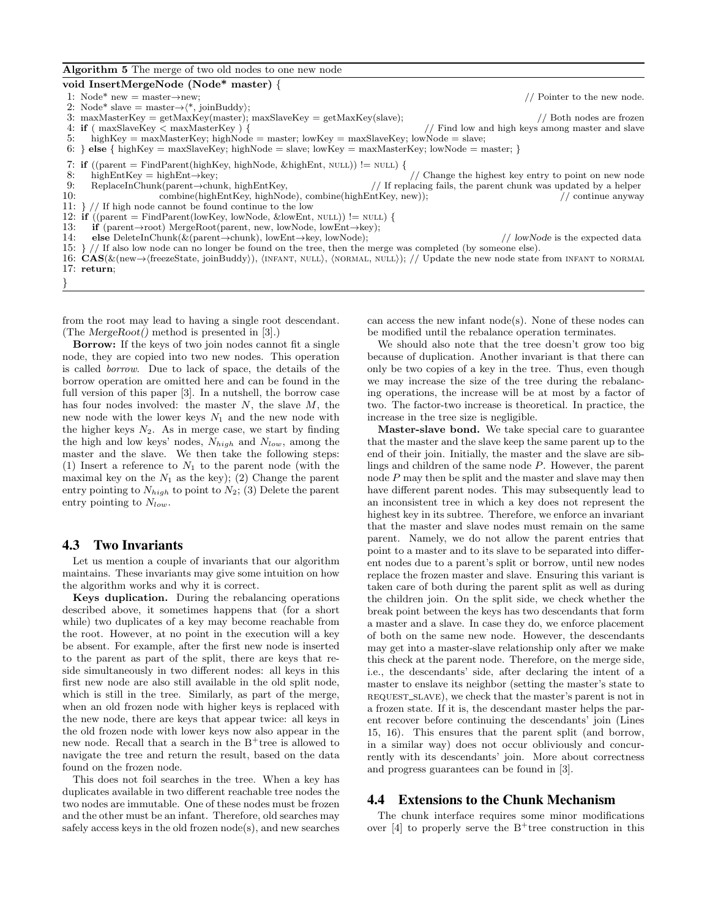**Algorithm 5** The merge of two old nodes to one new node

```
void InsertMergeNode (Node* master) {
1: Node* new = master→new;                                                          // Pointer to the new node.
2: Node* slave = master→⟨*, joinBuddy⟩;
3: maxMasterKey = getMaxKey(master); maxSlaveKey = getMaxKey(slave);                  // Both nodes are frozen
4: if ( maxSlaveKey < maxMasterKey ) {                        // Find low and high keys among master and slave
5:    highKey = maxMasterKey; highNode = master; lowKey = maxSlaveKey; lowNode = slave;
6: } else { highKey = maxSlaveKey; highNode = slave; lowKey = maxMasterKey; lowNode = master; }
7: if ((parent = FindParent(highKey, highNode, &highEnt, NULL)) != NULL) {
8:    highEntKey = highEnt→key;                                // Change the highest key entry to point on new node
9:    ReplaceInChunk(parent→chunk, highEntKey,        // If replacing fails, the parent chunk was updated by a helper
10:                combine(highEntKey, highNode), combine(highEntKey, new));                    // continue anyway
11: } // If high node cannot be found continue to the low
12: if ((parent = FindParent(lowKey, lowNode, &lowEnt, NULL)) != NULL) {
13:    if (parent→root) MergeRoot(parent, new, lowNode, lowEnt→key);
14:    else DeleteInChunk(&(parent→chunk), lowEnt→key, lowNode);                        // lowNode is the expected data
15: } // If also low node can no longer be found on the tree, then the merge was completed (by someone else).
16: CAS(&(new→⟨freezeState, joinBuddy⟩), ⟨INFANT, NULL⟩, ⟨NORMAL, NULL⟩); // Update the new node state from INFANT to NORMAL
17: return;
}
```

from the root may lead to having a single root descendant. (The *MergeRoot()* method is presented in [3].)

**Borrow:** If the keys of two join nodes cannot fit a single node, they are copied into two new nodes. This operation is called *borrow*. Due to lack of space, the details of the borrow operation are omitted here and can be found in the full version of this paper [3]. In a nutshell, the borrow case has four nodes involved: the master $N$, the slave $M$, the new node with the lower keys $N_1$ and the new node with the higher keys $N_2$. As in merge case, we start by finding the high and low keys' nodes, $N_{high}$ and $N_{low}$, among the master and the slave. We then take the following steps: (1) Insert a reference to $N_1$ to the parent node (with the maximal key on the $N_1$ as the key); (2) Change the parent entry pointing to $N_{high}$ to point to $N_2$; (3) Delete the parent entry pointing to $N_{low}$.

## 4.3 Two Invariants

Let us mention a couple of invariants that our algorithm maintains. These invariants may give some intuition on how the algorithm works and why it is correct.

**Keys duplication.** During the rebalancing operations described above, it sometimes happens that (for a short while) two duplicates of a key may become reachable from the root. However, at no point in the execution will a key be absent. For example, after the first new node is inserted to the parent as part of the split, there are keys that reside simultaneously in two different nodes: all keys in this first new node are also still available in the old split node, which is still in the tree. Similarly, as part of the merge, when an old frozen node with higher keys is replaced with the new node, there are keys that appear twice: all keys in the old frozen node with lower keys now also appear in the new node. Recall that a search in the B$^+$tree is allowed to navigate the tree and return the result, based on the data found on the frozen node.

This does not foil searches in the tree. When a key has duplicates available in two different reachable tree nodes the two nodes are immutable. One of these nodes must be frozen and the other must be an infant. Therefore, old searches may safely access keys in the old frozen node(s), and new searches can access the new infant node(s). None of these nodes can be modified until the rebalance operation terminates.

We should also note that the tree doesn't grow too big because of duplication. Another invariant is that there can only be two copies of a key in the tree. Thus, even though we may increase the size of the tree during the rebalancing operations, the increase will be at most by a factor of two. The factor-two increase is theoretical. In practice, the increase in the tree size is negligible.

**Master-slave bond.** We take special care to guarantee that the master and the slave keep the same parent up to the end of their join. Initially, the master and the slave are siblings and children of the same node $P$. However, the parent node $P$ may then be split and the master and slave may then have different parent nodes. This may subsequently lead to an inconsistent tree in which a key does not represent the highest key in its subtree. Therefore, we enforce an invariant that the master and slave nodes must remain on the same parent. Namely, we do not allow the parent entries that point to a master and to its slave to be separated into different nodes due to a parent's split or borrow, until new nodes replace the frozen master and slave. Ensuring this variant is taken care of both during the parent split as well as during the children join. On the split side, we check whether the break point between the keys has two descendants that form a master and a slave. In case they do, we enforce placement of both on the same new node. However, the descendants may get into a master-slave relationship only after we make this check at the parent node. Therefore, on the merge side, i.e., the descendants' side, after declaring the intent of a master to enslave its neighbor (setting the master's state to REQUEST_SLAVE), we check that the master's parent is not in a frozen state. If it is, the descendant master helps the parent recover before continuing the descendants' join (Lines 15, 16). This ensures that the parent split (and borrow, in a similar way) does not occur obliviously and concurrently with its descendants' join. More about correctness and progress guarantees can be found in [3].

## 4.4 Extensions to the Chunk Mechanism

The chunk interface requires some minor modifications over [4] to properly serve the B$^+$tree construction in this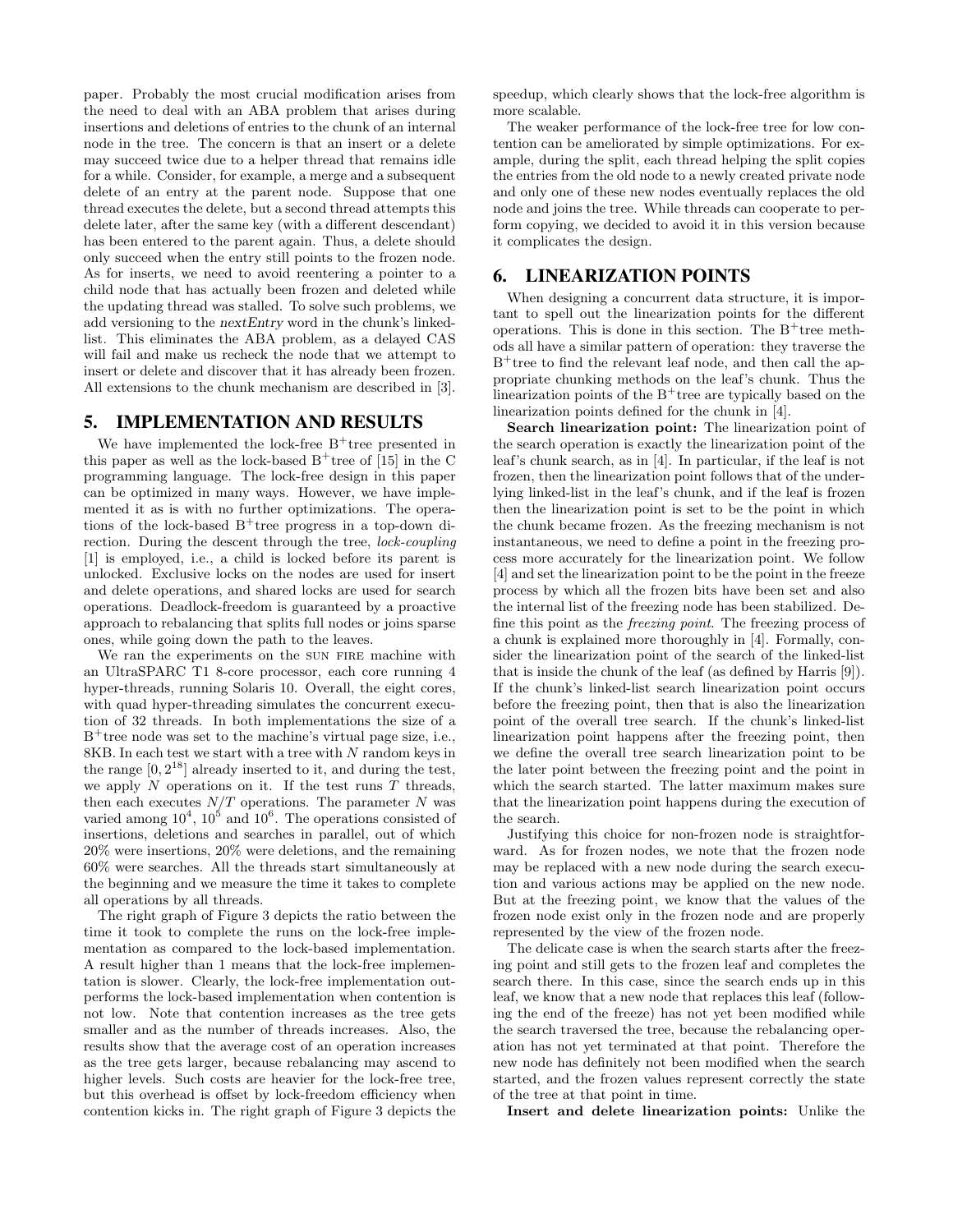paper. Probably the most crucial modification arises from the need to deal with an ABA problem that arises during insertions and deletions of entries to the chunk of an internal node in the tree. The concern is that an insert or a delete may succeed twice due to a helper thread that remains idle for a while. Consider, for example, a merge and a subsequent delete of an entry at the parent node. Suppose that one thread executes the delete, but a second thread attempts this delete later, after the same key (with a different descendant) has been entered to the parent again. Thus, a delete should only succeed when the entry still points to the frozen node. As for inserts, we need to avoid reentering a pointer to a child node that has actually been frozen and deleted while the updating thread was stalled. To solve such problems, we add versioning to the *nextEntry* word in the chunk's linked-list. This eliminates the ABA problem, as a delayed CAS will fail and make us recheck the node that we attempt to insert or delete and discover that it has already been frozen. All extensions to the chunk mechanism are described in [3].

## 5. IMPLEMENTATION AND RESULTS

We have implemented the lock-free B$^+$tree presented in this paper as well as the lock-based B$^+$tree of [15] in the C programming language. The lock-free design in this paper can be optimized in many ways. However, we have implemented it as is with no further optimizations. The operations of the lock-based B$^+$tree progress in a top-down direction. During the descent through the tree, *lock-coupling* [1] is employed, i.e., a child is locked before its parent is unlocked. Exclusive locks on the nodes are used for insert and delete operations, and shared locks are used for search operations. Deadlock-freedom is guaranteed by a proactive approach to rebalancing that splits full nodes or joins sparse ones, while going down the path to the leaves.

We ran the experiments on the SUN FIRE machine with an UltraSPARC T1 8-core processor, each core running 4 hyper-threads, running Solaris 10. Overall, the eight cores, with quad hyper-threading simulates the concurrent execution of 32 threads. In both implementations the size of a B$^+$tree node was set to the machine's virtual page size, i.e., 8KB. In each test we start with a tree with $N$ random keys in the range $[0, 2^{18}]$ already inserted to it, and during the test, we apply $N$ operations on it. If the test runs $T$ threads, then each executes $N/T$ operations. The parameter $N$ was varied among $10^4$, $10^5$ and $10^6$. The operations consisted of insertions, deletions and searches in parallel, out of which 20% were insertions, 20% were deletions, and the remaining 60% were searches. All the threads start simultaneously at the beginning and we measure the time it takes to complete all operations by all threads.

The right graph of Figure 3 depicts the ratio between the time it took to complete the runs on the lock-free implementation as compared to the lock-based implementation. A result higher than 1 means that the lock-free implementation is slower. Clearly, the lock-free implementation outperforms the lock-based implementation when contention is not low. Note that contention increases as the tree gets smaller and as the number of threads increases. Also, the results show that the average cost of an operation increases as the tree gets larger, because rebalancing may ascend to higher levels. Such costs are heavier for the lock-free tree, but this overhead is offset by lock-freedom efficiency when contention kicks in. The right graph of Figure 3 depicts the speedup, which clearly shows that the lock-free algorithm is more scalable.

The weaker performance of the lock-free tree for low contention can be ameliorated by simple optimizations. For example, during the split, each thread helping the split copies the entries from the old node to a newly created private node and only one of these new nodes eventually replaces the old node and joins the tree. While threads can cooperate to perform copying, we decided to avoid it in this version because it complicates the design.

## 6. LINEARIZATION POINTS

When designing a concurrent data structure, it is important to spell out the linearization points for the different operations. This is done in this section. The B$^+$tree methods all have a similar pattern of operation: they traverse the B$^+$tree to find the relevant leaf node, and then call the appropriate chunking methods on the leaf's chunk. Thus the linearization points of the B$^+$tree are typically based on the linearization points defined for the chunk in [4].

**Search linearization point:** The linearization point of the search operation is exactly the linearization point of the leaf's chunk search, as in [4]. In particular, if the leaf is not frozen, then the linearization point follows that of the underlying linked-list in the leaf's chunk, and if the leaf is frozen then the linearization point is set to be the point in which the chunk became frozen. As the freezing mechanism is not instantaneous, we need to define a point in the freezing process more accurately for the linearization point. We follow [4] and set the linearization point to be the point in the freeze process by which all the frozen bits have been set and also the internal list of the freezing node has been stabilized. Define this point as the *freezing point*. The freezing process of a chunk is explained more thoroughly in [4]. Formally, consider the linearization point of the search of the linked-list that is inside the chunk of the leaf (as defined by Harris [9]). If the chunk's linked-list search linearization point occurs before the freezing point, then that is also the linearization point of the overall tree search. If the chunk's linked-list linearization point happens after the freezing point, then we define the overall tree search linearization point to be the later point between the freezing point and the point in which the search started. The latter maximum makes sure that the linearization point happens during the execution of the search.

Justifying this choice for non-frozen node is straightforward. As for frozen nodes, we note that the frozen node may be replaced with a new node during the search execution and various actions may be applied on the new node. But at the freezing point, we know that the values of the frozen node exist only in the frozen node and are properly represented by the view of the frozen node.

The delicate case is when the search starts after the freezing point and still gets to the frozen leaf and completes the search there. In this case, since the search ends up in this leaf, we know that a new node that replaces this leaf (following the end of the freeze) has not yet been modified while the search traversed the tree, because the rebalancing operation has not yet terminated at that point. Therefore the new node has definitely not been modified when the search started, and the frozen values represent correctly the state of the tree at that point in time.

**Insert and delete linearization points:** Unlike the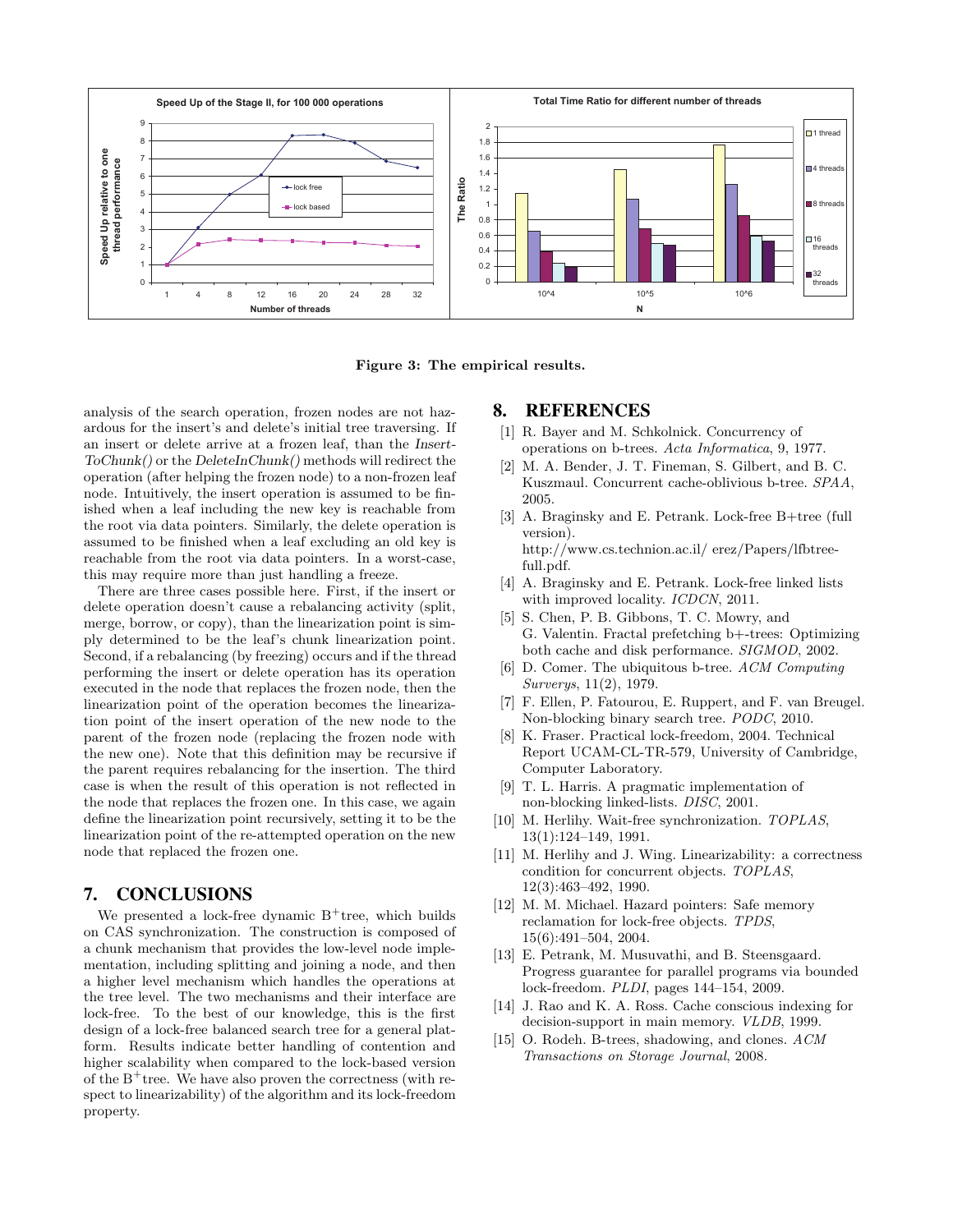Speed Up of the Stage II, for 100 000 operations

Speed Up relative to one thread performance

9
8
7
6
5
4
3
2
1
0

1 4 8 12 16 20 24 28 32

Number of threads

lock free
lock based

Total Time Ratio for different number of threads

The Ratio

2
1.8
1.6
1.4
1.2
1
0.8
0.6
0.4
0.2
0

10^4 10^5 10^6

N

1 thread
4 threads
8 threads
16 threads
32 threads

**Figure 3: The empirical results.**

analysis of the search operation, frozen nodes are not hazardous for the insert's and delete's initial tree traversing. If an insert or delete arrive at a frozen leaf, than the *InsertToChunk()* or the *DeleteInChunk()* methods will redirect the operation (after helping the frozen node) to a non-frozen leaf node. Intuitively, the insert operation is assumed to be finished when a leaf including the new key is reachable from the root via data pointers. Similarly, the delete operation is assumed to be finished when a leaf excluding an old key is reachable from the root via data pointers. In a worst-case, this may require more than just handling a freeze.

There are three cases possible here. First, if the insert or delete operation doesn't cause a rebalancing activity (split, merge, borrow, or copy), than the linearization point is simply determined to be the leaf's chunk linearization point. Second, if a rebalancing (by freezing) occurs and if the thread performing the insert or delete operation has its operation executed in the node that replaces the frozen node, then the linearization point of the operation becomes the linearization point of the insert operation of the new node to the parent of the frozen node (replacing the frozen node with the new one). Note that this definition may be recursive if the parent requires rebalancing for the insertion. The third case is when the result of this operation is not reflected in the node that replaces the frozen one. In this case, we again define the linearization point recursively, setting it to be the linearization point of the re-attempted operation on the new node that replaced the frozen one.

## 7. CONCLUSIONS

We presented a lock-free dynamic $B^+$tree, which builds on CAS synchronization. The construction is composed of a chunk mechanism that provides the low-level node implementation, including splitting and joining a node, and then a higher level mechanism which handles the operations at the tree level. The two mechanisms and their interface are lock-free. To the best of our knowledge, this is the first design of a lock-free balanced search tree for a general platform. Results indicate better handling of contention and higher scalability when compared to the lock-based version of the $B^+$tree. We have also proven the correctness (with respect to linearizability) of the algorithm and its lock-freedom property.

## 8. REFERENCES

[1] R. Bayer and M. Schkolnick. Concurrency of operations on b-trees. *Acta Informatica*, 9, 1977.

[2] M. A. Bender, J. T. Fineman, S. Gilbert, and B. C. Kuszmaul. Concurrent cache-oblivious b-tree. *SPAA*, 2005.

[3] A. Braginsky and E. Petrank. Lock-free B+tree (full version). http://www.cs.technion.ac.il/ erez/Papers/lfbtree-full.pdf.

[4] A. Braginsky and E. Petrank. Lock-free linked lists with improved locality. *ICDCN*, 2011.

[5] S. Chen, P. B. Gibbons, T. C. Mowry, and G. Valentin. Fractal prefetching b+-trees: Optimizing both cache and disk performance. *SIGMOD*, 2002.

[6] D. Comer. The ubiquitous b-tree. *ACM Computing Surverys*, 11(2), 1979.

[7] F. Ellen, P. Fatourou, E. Ruppert, and F. van Breugel. Non-blocking binary search tree. *PODC*, 2010.

[8] K. Fraser. Practical lock-freedom, 2004. Technical Report UCAM-CL-TR-579, University of Cambridge, Computer Laboratory.

[9] T. L. Harris. A pragmatic implementation of non-blocking linked-lists. *DISC*, 2001.

[10] M. Herlihy. Wait-free synchronization. *TOPLAS*, 13(1):124–149, 1991.

[11] M. Herlihy and J. Wing. Linearizability: a correctness condition for concurrent objects. *TOPLAS*, 12(3):463–492, 1990.

[12] M. M. Michael. Hazard pointers: Safe memory reclamation for lock-free objects. *TPDS*, 15(6):491–504, 2004.

[13] E. Petrank, M. Musuvathi, and B. Steensgaard. Progress guarantee for parallel programs via bounded lock-freedom. *PLDI*, pages 144–154, 2009.

[14] J. Rao and K. A. Ross. Cache conscious indexing for decision-support in main memory. *VLDB*, 1999.

[15] O. Rodeh. B-trees, shadowing, and clones. *ACM Transactions on Storage Journal*, 2008.